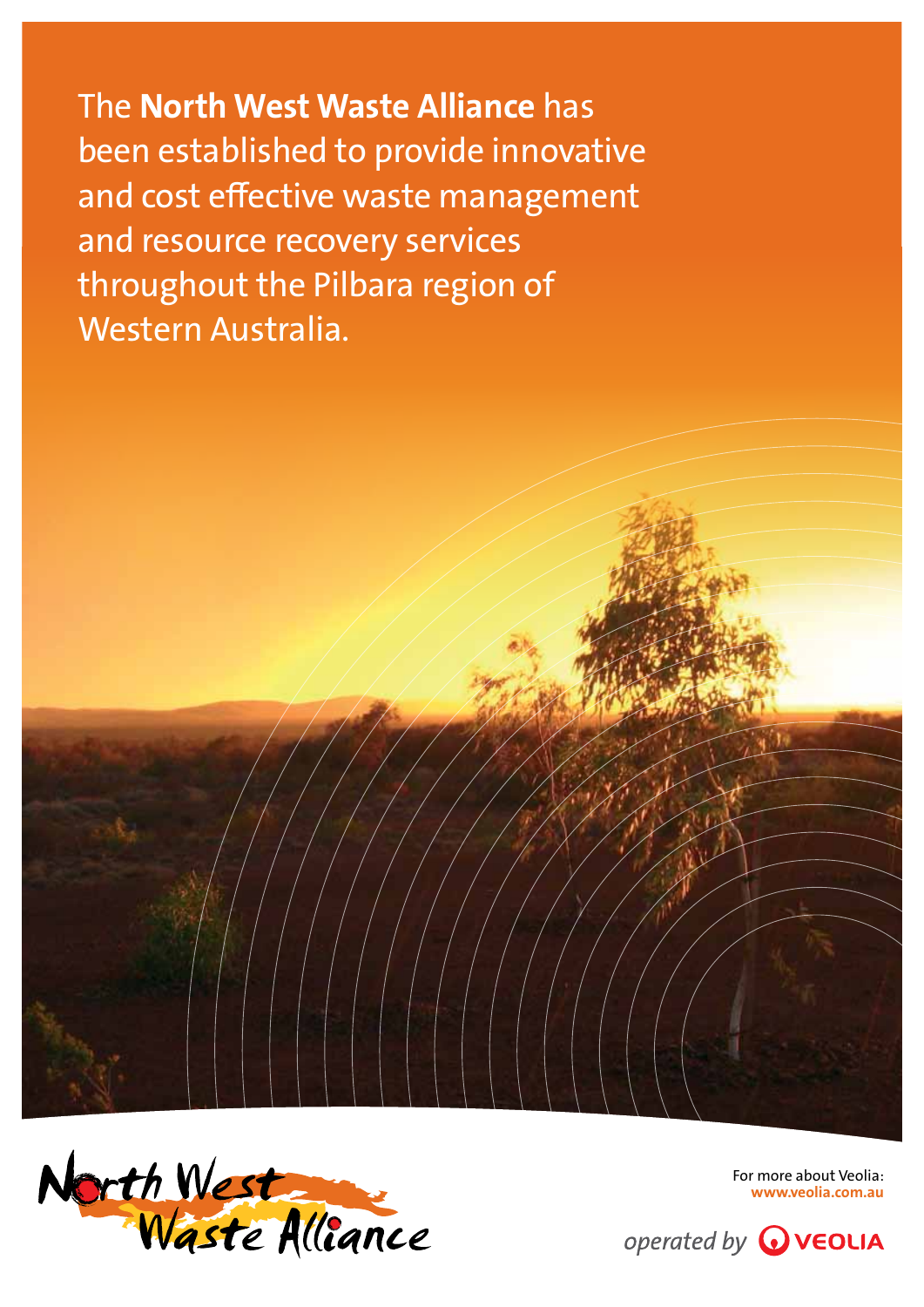The **North West Waste Alliance** has been established to provide innovative and cost effective waste management and resource recovery services throughout the Pilbara region of Western Australia.

North West Waste Alliance

For more about Veolia:
**www.veolia.com.au**

*operated by* VEOLIA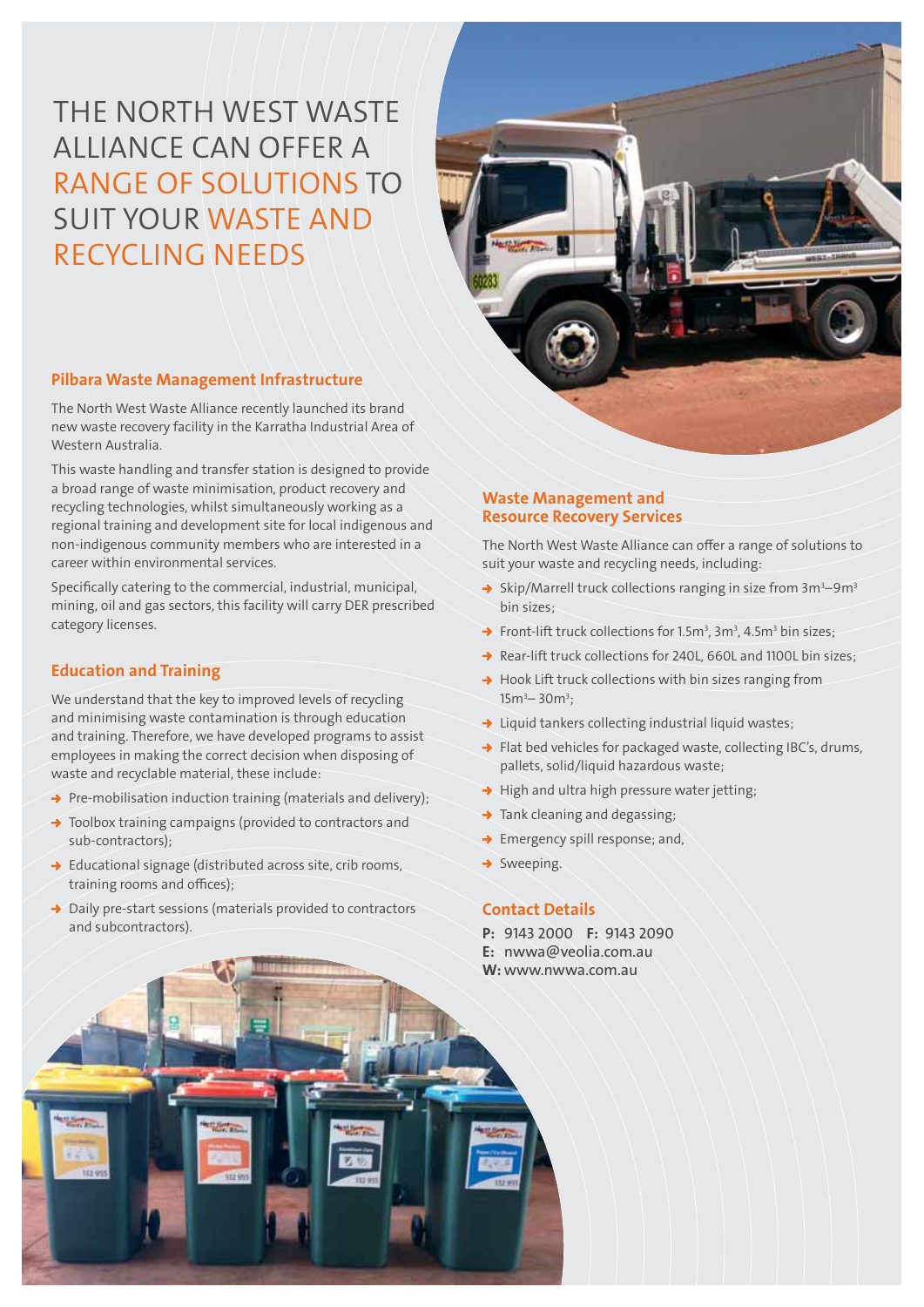# THE NORTH WEST WASTE ALLIANCE CAN OFFER A RANGE OF SOLUTIONS TO SUIT YOUR WASTE AND RECYCLING NEEDS

## Pilbara Waste Management Infrastructure

The North West Waste Alliance recently launched its brand new waste recovery facility in the Karratha Industrial Area of Western Australia.

This waste handling and transfer station is designed to provide a broad range of waste minimisation, product recovery and recycling technologies, whilst simultaneously working as a regional training and development site for local indigenous and non-indigenous community members who are interested in a career within environmental services.

Specifically catering to the commercial, industrial, municipal, mining, oil and gas sectors, this facility will carry DER prescribed category licenses.

## Education and Training

We understand that the key to improved levels of recycling and minimising waste contamination is through education and training. Therefore, we have developed programs to assist employees in making the correct decision when disposing of waste and recyclable material, these include:

- Pre-mobilisation induction training (materials and delivery);
- Toolbox training campaigns (provided to contractors and sub-contractors);
- Educational signage (distributed across site, crib rooms, training rooms and offices);
- Daily pre-start sessions (materials provided to contractors and subcontractors).

## Waste Management and Resource Recovery Services

The North West Waste Alliance can offer a range of solutions to suit your waste and recycling needs, including:

- Skip/Marrell truck collections ranging in size from $3m^3$–$9m^3$ bin sizes;
- Front-lift truck collections for $1.5m^3$, $3m^3$, $4.5m^3$ bin sizes;
- Rear-lift truck collections for 240L, 660L and 1100L bin sizes;
- Hook Lift truck collections with bin sizes ranging from $15m^3$– $30m^3$;
- Liquid tankers collecting industrial liquid wastes;
- Flat bed vehicles for packaged waste, collecting IBC's, drums, pallets, solid/liquid hazardous waste;
- High and ultra high pressure water jetting;
- Tank cleaning and degassing;
- Emergency spill response; and,
- Sweeping.

## Contact Details

**P:** 9143 2000 **F:** 9143 2090
**E:** nwwa@veolia.com.au
**W:** www.nwwa.com.au